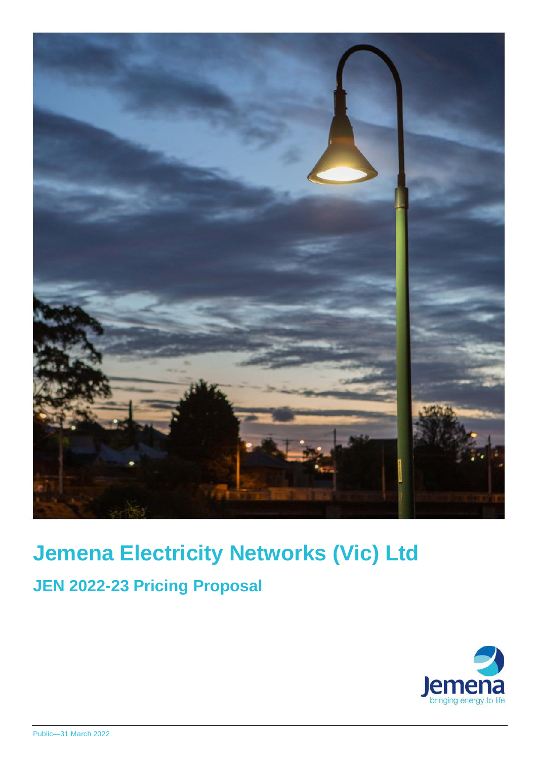# Jemena Electricity Networks (Vic) Ltd

## JEN 2022-23 Pricing Proposal

Public—31 March 2022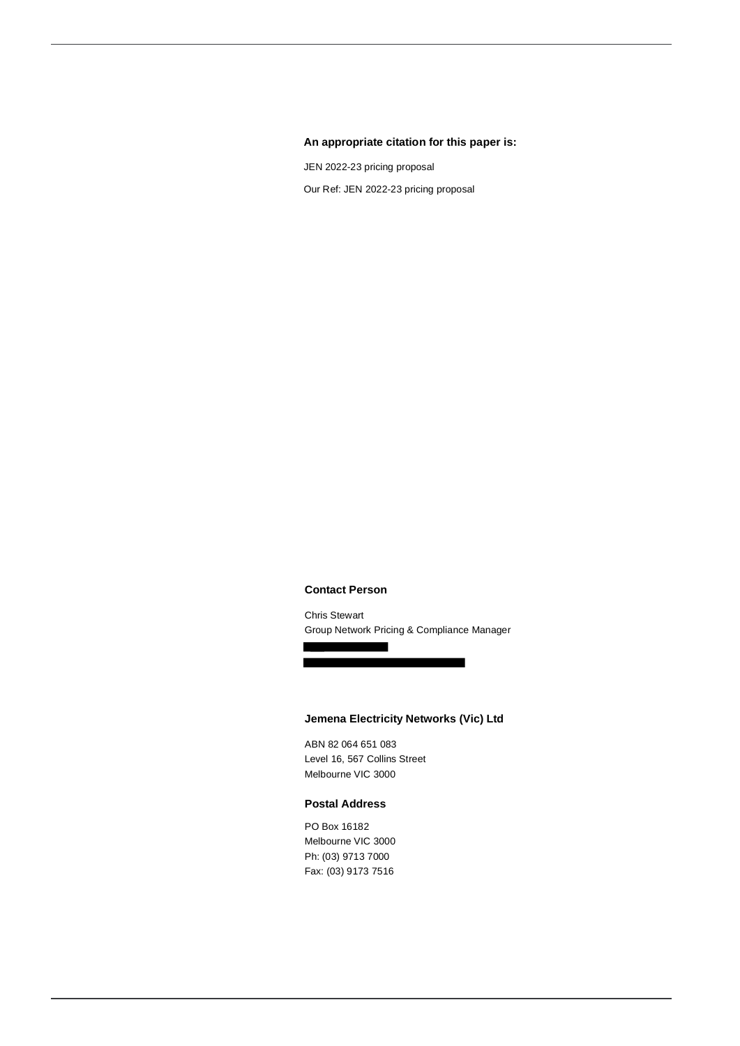**An appropriate citation for this paper is:**

JEN 2022-23 pricing proposal

Our Ref: JEN 2022-23 pricing proposal

**Contact Person**

Chris Stewart
Group Network Pricing & Compliance Manager

**Jemena Electricity Networks (Vic) Ltd**

ABN 82 064 651 083
Level 16, 567 Collins Street
Melbourne VIC 3000

**Postal Address**

PO Box 16182
Melbourne VIC 3000
Ph: (03) 9713 7000
Fax: (03) 9173 7516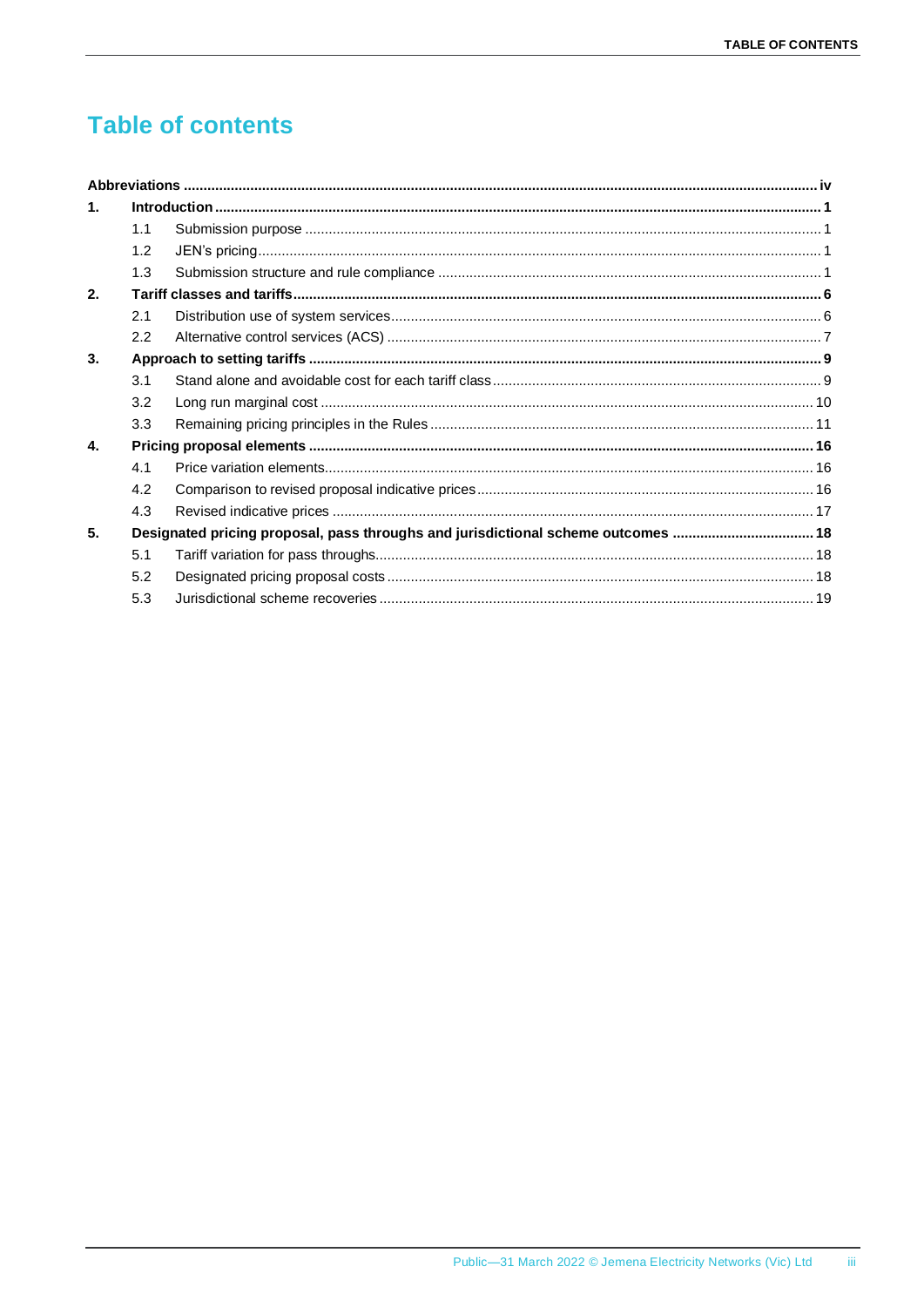# Table of contents

**Abbreviations** ..... iv

**1. Introduction** ..... 1

- 1.1 Submission purpose ..... 1
- 1.2 JEN's pricing ..... 1
- 1.3 Submission structure and rule compliance ..... 1

**2. Tariff classes and tariffs** ..... 6

- 2.1 Distribution use of system services ..... 6
- 2.2 Alternative control services (ACS) ..... 7

**3. Approach to setting tariffs** ..... 9

- 3.1 Stand alone and avoidable cost for each tariff class ..... 9
- 3.2 Long run marginal cost ..... 10
- 3.3 Remaining pricing principles in the Rules ..... 11

**4. Pricing proposal elements** ..... 16

- 4.1 Price variation elements ..... 16
- 4.2 Comparison to revised proposal indicative prices ..... 16
- 4.3 Revised indicative prices ..... 17

**5. Designated pricing proposal, pass throughs and jurisdictional scheme outcomes** ..... 18

- 5.1 Tariff variation for pass throughs ..... 18
- 5.2 Designated pricing proposal costs ..... 18
- 5.3 Jurisdictional scheme recoveries ..... 19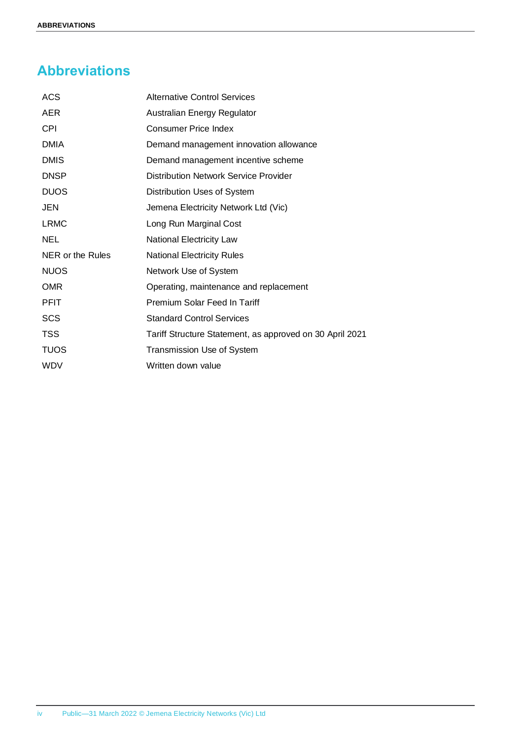# Abbreviations

| | |
|---|---|
| ACS | Alternative Control Services |
| AER | Australian Energy Regulator |
| CPI | Consumer Price Index |
| DMIA | Demand management innovation allowance |
| DMIS | Demand management incentive scheme |
| DNSP | Distribution Network Service Provider |
| DUOS | Distribution Uses of System |
| JEN | Jemena Electricity Network Ltd (Vic) |
| LRMC | Long Run Marginal Cost |
| NEL | National Electricity Law |
| NER or the Rules | National Electricity Rules |
| NUOS | Network Use of System |
| OMR | Operating, maintenance and replacement |
| PFIT | Premium Solar Feed In Tariff |
| SCS | Standard Control Services |
| TSS | Tariff Structure Statement, as approved on 30 April 2021 |
| TUOS | Transmission Use of System |
| WDV | Written down value |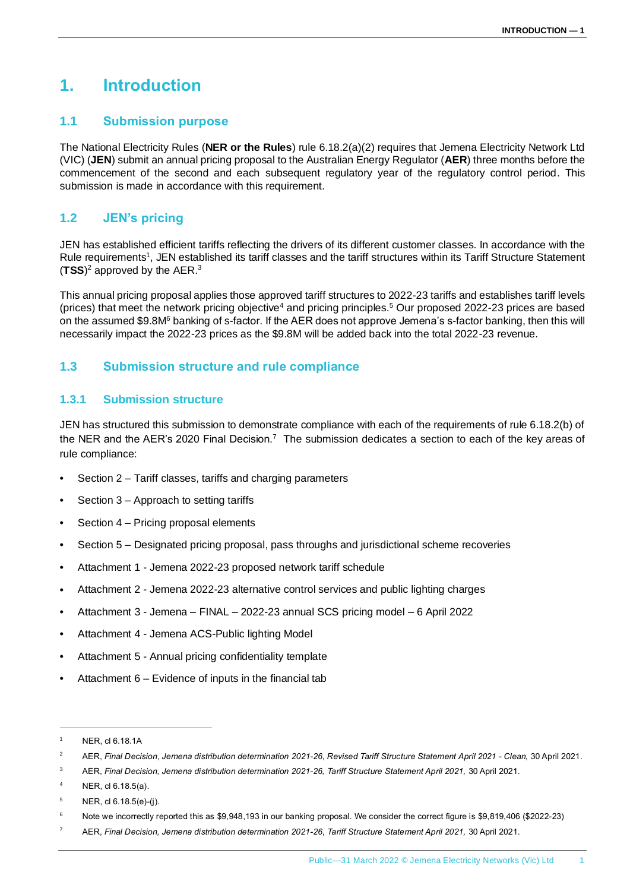# 1. Introduction

## 1.1 Submission purpose

The National Electricity Rules (**NER or the Rules**) rule 6.18.2(a)(2) requires that Jemena Electricity Network Ltd (VIC) (**JEN**) submit an annual pricing proposal to the Australian Energy Regulator (**AER**) three months before the commencement of the second and each subsequent regulatory year of the regulatory control period. This submission is made in accordance with this requirement.

## 1.2 JEN's pricing

JEN has established efficient tariffs reflecting the drivers of its different customer classes. In accordance with the Rule requirements[1], JEN established its tariff classes and the tariff structures within its Tariff Structure Statement (**TSS**)[2] approved by the AER.[3]

This annual pricing proposal applies those approved tariff structures to 2022-23 tariffs and establishes tariff levels (prices) that meet the network pricing objective[4] and pricing principles.[5] Our proposed 2022-23 prices are based on the assumed $9.8M[6] banking of s-factor. If the AER does not approve Jemena's s-factor banking, then this will necessarily impact the 2022-23 prices as the $9.8M will be added back into the total 2022-23 revenue.

## 1.3 Submission structure and rule compliance

### 1.3.1 Submission structure

JEN has structured this submission to demonstrate compliance with each of the requirements of rule 6.18.2(b) of the NER and the AER's 2020 Final Decision.[7] The submission dedicates a section to each of the key areas of rule compliance:

- Section 2 – Tariff classes, tariffs and charging parameters
- Section 3 – Approach to setting tariffs
- Section 4 – Pricing proposal elements
- Section 5 – Designated pricing proposal, pass throughs and jurisdictional scheme recoveries
- Attachment 1 - Jemena 2022-23 proposed network tariff schedule
- Attachment 2 - Jemena 2022-23 alternative control services and public lighting charges
- Attachment 3 - Jemena – FINAL – 2022-23 annual SCS pricing model – 6 April 2022
- Attachment 4 - Jemena ACS-Public lighting Model
- Attachment 5 - Annual pricing confidentiality template
- Attachment 6 – Evidence of inputs in the financial tab

---

[1] NER, cl 6.18.1A

[2] AER, *Final Decision*, *Jemena distribution determination 2021-26*, *Revised Tariff Structure Statement April 2021 - Clean,* 30 April 2021.

[3] AER, *Final Decision, Jemena distribution determination 2021-26, Tariff Structure Statement April 2021,* 30 April 2021.

[4] NER, cl 6.18.5(a).

[5] NER, cl 6.18.5(e)-(j).

[6] Note we incorrectly reported this as $9,948,193 in our banking proposal. We consider the correct figure is $9,819,406 ($2022-23)

[7] AER, *Final Decision, Jemena distribution determination 2021-26*, *Tariff Structure Statement April 2021,* 30 April 2021.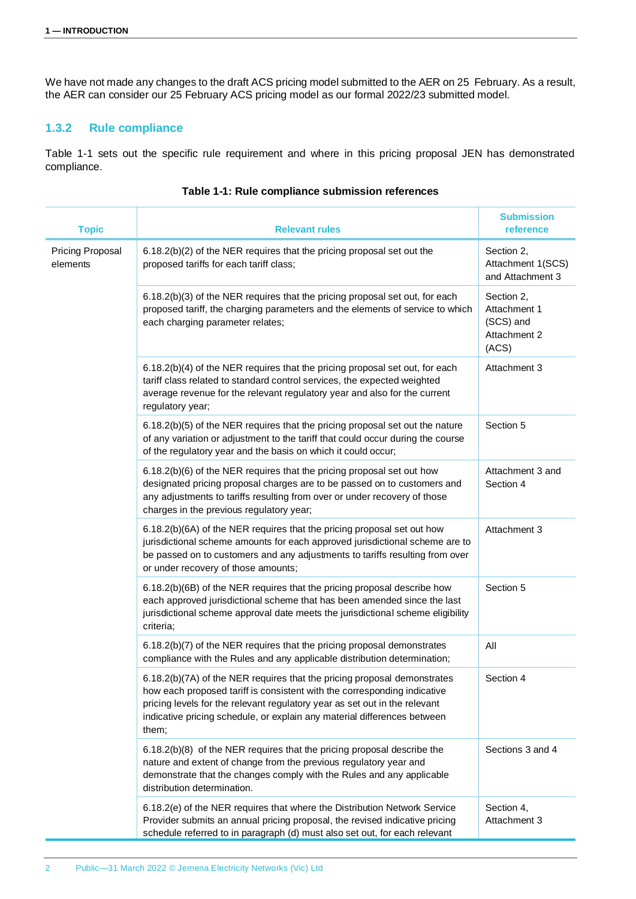We have not made any changes to the draft ACS pricing model submitted to the AER on 25 February. As a result, the AER can consider our 25 February ACS pricing model as our formal 2022/23 submitted model.

### 1.3.2 Rule compliance

Table 1-1 sets out the specific rule requirement and where in this pricing proposal JEN has demonstrated compliance.

**Table 1-1: Rule compliance submission references**

| Topic | Relevant rules | Submission reference |
|---|---|---|
| Pricing Proposal elements | 6.18.2(b)(2) of the NER requires that the pricing proposal set out the proposed tariffs for each tariff class; | Section 2, Attachment 1(SCS) and Attachment 3 |
| | 6.18.2(b)(3) of the NER requires that the pricing proposal set out, for each proposed tariff, the charging parameters and the elements of service to which each charging parameter relates; | Section 2, Attachment 1 (SCS) and Attachment 2 (ACS) |
| | 6.18.2(b)(4) of the NER requires that the pricing proposal set out, for each tariff class related to standard control services, the expected weighted average revenue for the relevant regulatory year and also for the current regulatory year; | Attachment 3 |
| | 6.18.2(b)(5) of the NER requires that the pricing proposal set out the nature of any variation or adjustment to the tariff that could occur during the course of the regulatory year and the basis on which it could occur; | Section 5 |
| | 6.18.2(b)(6) of the NER requires that the pricing proposal set out how designated pricing proposal charges are to be passed on to customers and any adjustments to tariffs resulting from over or under recovery of those charges in the previous regulatory year; | Attachment 3 and Section 4 |
| | 6.18.2(b)(6A) of the NER requires that the pricing proposal set out how jurisdictional scheme amounts for each approved jurisdictional scheme are to be passed on to customers and any adjustments to tariffs resulting from over or under recovery of those amounts; | Attachment 3 |
| | 6.18.2(b)(6B) of the NER requires that the pricing proposal describe how each approved jurisdictional scheme that has been amended since the last jurisdictional scheme approval date meets the jurisdictional scheme eligibility criteria; | Section 5 |
| | 6.18.2(b)(7) of the NER requires that the pricing proposal demonstrates compliance with the Rules and any applicable distribution determination; | All |
| | 6.18.2(b)(7A) of the NER requires that the pricing proposal demonstrates how each proposed tariff is consistent with the corresponding indicative pricing levels for the relevant regulatory year as set out in the relevant indicative pricing schedule, or explain any material differences between them; | Section 4 |
| | 6.18.2(b)(8) of the NER requires that the pricing proposal describe the nature and extent of change from the previous regulatory year and demonstrate that the changes comply with the Rules and any applicable distribution determination. | Sections 3 and 4 |
| | 6.18.2(e) of the NER requires that where the Distribution Network Service Provider submits an annual pricing proposal, the revised indicative pricing schedule referred to in paragraph (d) must also set out, for each relevant | Section 4, Attachment 3 |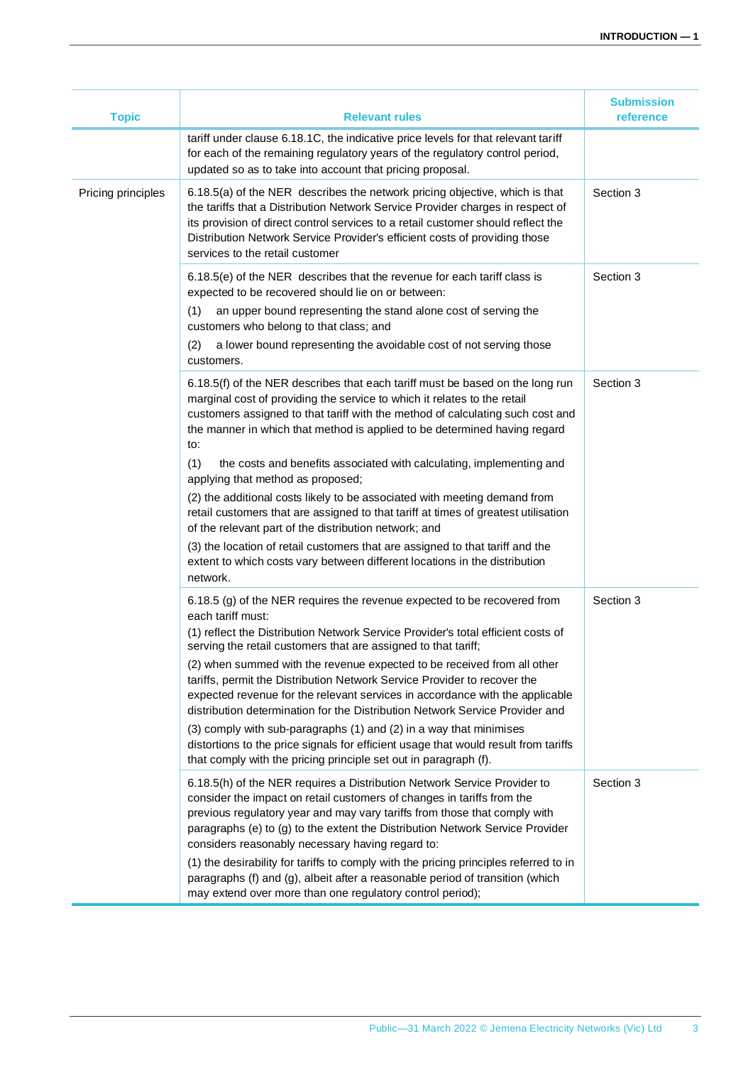| Topic | Relevant rules | Submission reference |
|---|---|---|
| | tariff under clause 6.18.1C, the indicative price levels for that relevant tariff for each of the remaining regulatory years of the regulatory control period, updated so as to take into account that pricing proposal. | |
| Pricing principles | 6.18.5(a) of the NER describes the network pricing objective, which is that the tariffs that a Distribution Network Service Provider charges in respect of its provision of direct control services to a retail customer should reflect the Distribution Network Service Provider's efficient costs of providing those services to the retail customer | Section 3 |
| | 6.18.5(e) of the NER describes that the revenue for each tariff class is expected to be recovered should lie on or between:<br>(1) an upper bound representing the stand alone cost of serving the customers who belong to that class; and<br>(2) a lower bound representing the avoidable cost of not serving those customers. | Section 3 |
| | 6.18.5(f) of the NER describes that each tariff must be based on the long run marginal cost of providing the service to which it relates to the retail customers assigned to that tariff with the method of calculating such cost and the manner in which that method is applied to be determined having regard to:<br>(1) the costs and benefits associated with calculating, implementing and applying that method as proposed;<br>(2) the additional costs likely to be associated with meeting demand from retail customers that are assigned to that tariff at times of greatest utilisation of the relevant part of the distribution network; and<br>(3) the location of retail customers that are assigned to that tariff and the extent to which costs vary between different locations in the distribution network. | Section 3 |
| | 6.18.5 (g) of the NER requires the revenue expected to be recovered from each tariff must:<br>(1) reflect the Distribution Network Service Provider's total efficient costs of serving the retail customers that are assigned to that tariff;<br>(2) when summed with the revenue expected to be received from all other tariffs, permit the Distribution Network Service Provider to recover the expected revenue for the relevant services in accordance with the applicable distribution determination for the Distribution Network Service Provider and<br>(3) comply with sub-paragraphs (1) and (2) in a way that minimises distortions to the price signals for efficient usage that would result from tariffs that comply with the pricing principle set out in paragraph (f). | Section 3 |
| | 6.18.5(h) of the NER requires a Distribution Network Service Provider to consider the impact on retail customers of changes in tariffs from the previous regulatory year and may vary tariffs from those that comply with paragraphs (e) to (g) to the extent the Distribution Network Service Provider considers reasonably necessary having regard to:<br>(1) the desirability for tariffs to comply with the pricing principles referred to in paragraphs (f) and (g), albeit after a reasonable period of transition (which may extend over more than one regulatory control period); | Section 3 |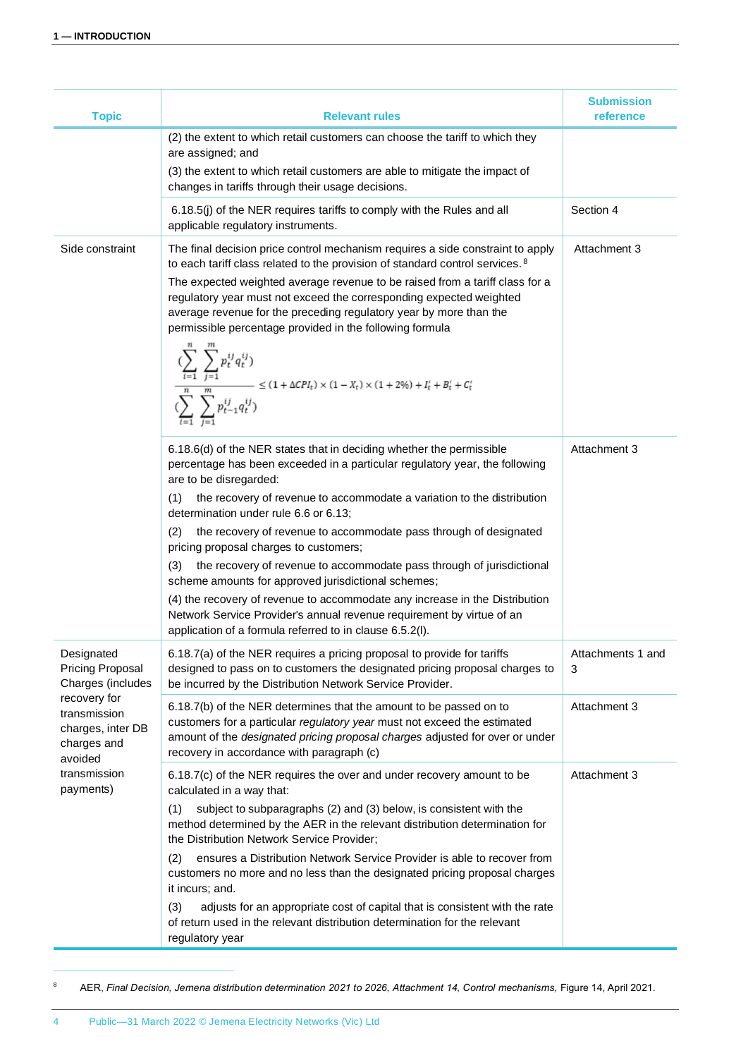| Topic | Relevant rules | Submission reference |
|---|---|---|
| | (2) the extent to which retail customers can choose the tariff to which they are assigned; and<br>(3) the extent to which retail customers are able to mitigate the impact of changes in tariffs through their usage decisions. | |
| | 6.18.5(j) of the NER requires tariffs to comply with the Rules and all applicable regulatory instruments. | Section 4 |
| Side constraint | The final decision price control mechanism requires a side constraint to apply to each tariff class related to the provision of standard control services.[8]<br>The expected weighted average revenue to be raised from a tariff class for a regulatory year must not exceed the corresponding expected weighted average revenue for the preceding regulatory year by more than the permissible percentage provided in the following formula<br>$\frac{(\sum_{i=1}^{n}\sum_{j=1}^{m}p_t^{ij}q_t^{ij})}{(\sum_{i=1}^{n}\sum_{j=1}^{m}p_{t-1}^{ij}q_t^{ij})} \leq (1+\Delta CPI_t)\times(1-X_t)\times(1+2\%)+I_t^i+B_t^i+C_t^i$ | Attachment 3 |
| | 6.18.6(d) of the NER states that in deciding whether the permissible percentage has been exceeded in a particular regulatory year, the following are to be disregarded:<br>(1) the recovery of revenue to accommodate a variation to the distribution determination under rule 6.6 or 6.13;<br>(2) the recovery of revenue to accommodate pass through of designated pricing proposal charges to customers;<br>(3) the recovery of revenue to accommodate pass through of jurisdictional scheme amounts for approved jurisdictional schemes;<br>(4) the recovery of revenue to accommodate any increase in the Distribution Network Service Provider's annual revenue requirement by virtue of an application of a formula referred to in clause 6.5.2(l). | Attachment 3 |
| Designated Pricing Proposal Charges (includes recovery for transmission charges, inter DB charges and avoided transmission payments) | 6.18.7(a) of the NER requires a pricing proposal to provide for tariffs designed to pass on to customers the designated pricing proposal charges to be incurred by the Distribution Network Service Provider. | Attachments 1 and 3 |
| | 6.18.7(b) of the NER determines that the amount to be passed on to customers for a particular *regulatory year* must not exceed the estimated amount of the *designated pricing proposal charges* adjusted for over or under recovery in accordance with paragraph (c) | Attachment 3 |
| | 6.18.7(c) of the NER requires the over and under recovery amount to be calculated in a way that:<br>(1) subject to subparagraphs (2) and (3) below, is consistent with the method determined by the AER in the relevant distribution determination for the Distribution Network Service Provider;<br>(2) ensures a Distribution Network Service Provider is able to recover from customers no more and no less than the designated pricing proposal charges it incurs; and.<br>(3) adjusts for an appropriate cost of capital that is consistent with the rate of return used in the relevant distribution determination for the relevant regulatory year | Attachment 3 |

[8] AER, *Final Decision, Jemena distribution determination 2021 to 2026, Attachment 14, Control mechanisms,* Figure 14, April 2021.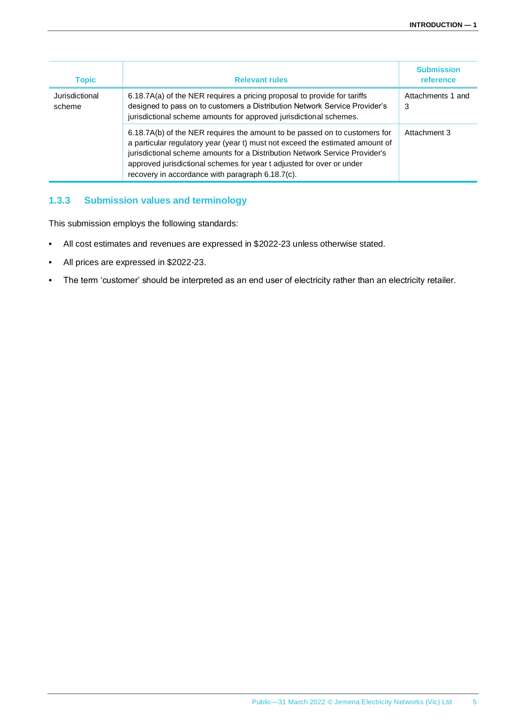| Topic | Relevant rules | Submission reference |
| --- | --- | --- |
| Jurisdictional scheme | 6.18.7A(a) of the NER requires a pricing proposal to provide for tariffs designed to pass on to customers a Distribution Network Service Provider's jurisdictional scheme amounts for approved jurisdictional schemes. | Attachments 1 and 3 |
| | 6.18.7A(b) of the NER requires the amount to be passed on to customers for a particular regulatory year (year t) must not exceed the estimated amount of jurisdictional scheme amounts for a Distribution Network Service Provider's approved jurisdictional schemes for year t adjusted for over or under recovery in accordance with paragraph 6.18.7(c). | Attachment 3 |

### 1.3.3 Submission values and terminology

This submission employs the following standards:

- All cost estimates and revenues are expressed in $2022-23 unless otherwise stated.
- All prices are expressed in $2022-23.
- The term 'customer' should be interpreted as an end user of electricity rather than an electricity retailer.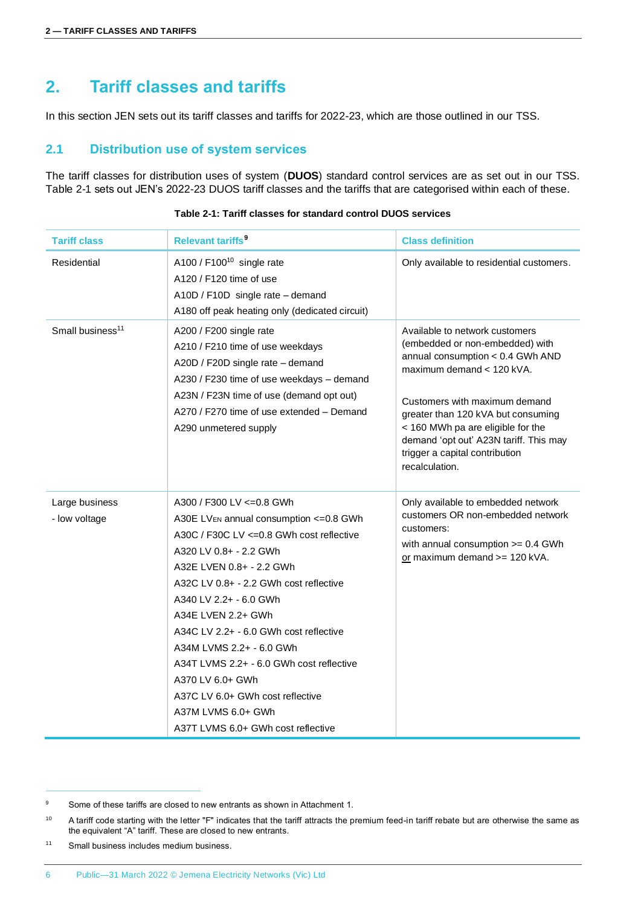## 2. Tariff classes and tariffs

In this section JEN sets out its tariff classes and tariffs for 2022-23, which are those outlined in our TSS.

### 2.1 Distribution use of system services

The tariff classes for distribution uses of system (**DUOS**) standard control services are as set out in our TSS. Table 2-1 sets out JEN's 2022-23 DUOS tariff classes and the tariffs that are categorised within each of these.

**Table 2-1: Tariff classes for standard control DUOS services**

| Tariff class | Relevant tariffs[9] | Class definition |
|---|---|---|
| Residential | A100 / F100[10] single rate<br>A120 / F120 time of use<br>A10D / F10D single rate – demand<br>A180 off peak heating only (dedicated circuit) | Only available to residential customers. |
| Small business[11] | A200 / F200 single rate<br>A210 / F210 time of use weekdays<br>A20D / F20D single rate – demand<br>A230 / F230 time of use weekdays – demand<br>A23N / F23N time of use (demand opt out)<br>A270 / F270 time of use extended – Demand<br>A290 unmetered supply | Available to network customers (embedded or non-embedded) with annual consumption < 0.4 GWh AND maximum demand < 120 kVA.<br><br>Customers with maximum demand greater than 120 kVA but consuming < 160 MWh pa are eligible for the demand 'opt out' A23N tariff. This may trigger a capital contribution recalculation. |
| Large business<br>- low voltage | A300 / F300 LV <=0.8 GWh<br>A30E LVEN annual consumption <=0.8 GWh<br>A30C / F30C LV <=0.8 GWh cost reflective<br>A320 LV 0.8+ - 2.2 GWh<br>A32E LVEN 0.8+ - 2.2 GWh<br>A32C LV 0.8+ - 2.2 GWh cost reflective<br>A340 LV 2.2+ - 6.0 GWh<br>A34E LVEN 2.2+ GWh<br>A34C LV 2.2+ - 6.0 GWh cost reflective<br>A34M LVMS 2.2+ - 6.0 GWh<br>A34T LVMS 2.2+ - 6.0 GWh cost reflective<br>A370 LV 6.0+ GWh<br>A37C LV 6.0+ GWh cost reflective<br>A37M LVMS 6.0+ GWh<br>A37T LVMS 6.0+ GWh cost reflective | Only available to embedded network customers OR non-embedded network customers:<br><br>with annual consumption >= 0.4 GWh or maximum demand >= 120 kVA. |

[9] Some of these tariffs are closed to new entrants as shown in Attachment 1.

[10] A tariff code starting with the letter "F" indicates that the tariff attracts the premium feed-in tariff rebate but are otherwise the same as the equivalent "A" tariff. These are closed to new entrants.

[11] Small business includes medium business.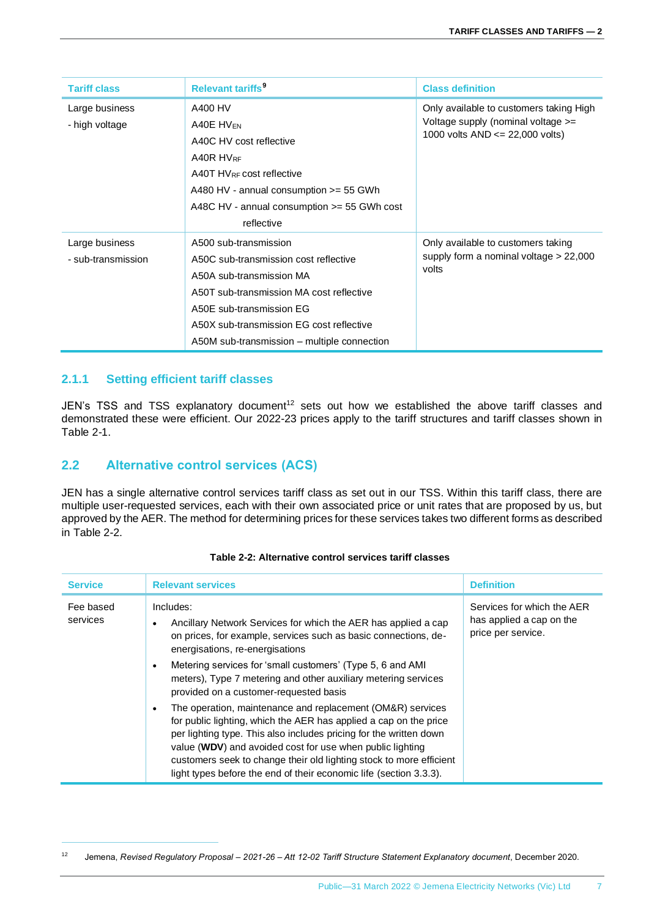| Tariff class | Relevant tariffs[9] | Class definition |
|---|---|---|
| Large business - high voltage | A400 HV<br>A40E $HV_{EN}$<br>A40C HV cost reflective<br>A40R $HV_{RF}$<br>A40T $HV_{RF}$ cost reflective<br>A480 HV - annual consumption >= 55 GWh<br>A48C HV - annual consumption >= 55 GWh cost reflective | Only available to customers taking High Voltage supply (nominal voltage >= 1000 volts AND <= 22,000 volts) |
| Large business - sub-transmission | A500 sub-transmission<br>A50C sub-transmission cost reflective<br>A50A sub-transmission MA<br>A50T sub-transmission MA cost reflective<br>A50E sub-transmission EG<br>A50X sub-transmission EG cost reflective<br>A50M sub-transmission – multiple connection | Only available to customers taking supply form a nominal voltage > 22,000 volts |

### 2.1.1 Setting efficient tariff classes

JEN's TSS and TSS explanatory document[12] sets out how we established the above tariff classes and demonstrated these were efficient. Our 2022-23 prices apply to the tariff structures and tariff classes shown in Table 2-1.

## 2.2 Alternative control services (ACS)

JEN has a single alternative control services tariff class as set out in our TSS. Within this tariff class, there are multiple user-requested services, each with their own associated price or unit rates that are proposed by us, but approved by the AER. The method for determining prices for these services takes two different forms as described in Table 2-2.

**Table 2-2: Alternative control services tariff classes**

| Service | Relevant services | Definition |
|---|---|---|
| Fee based services | Includes:<br>• Ancillary Network Services for which the AER has applied a cap on prices, for example, services such as basic connections, de-energisations, re-energisations<br>• Metering services for 'small customers' (Type 5, 6 and AMI meters), Type 7 metering and other auxiliary metering services provided on a customer-requested basis<br>• The operation, maintenance and replacement (OM&R) services for public lighting, which the AER has applied a cap on the price per lighting type. This also includes pricing for the written down value (**WDV**) and avoided cost for use when public lighting customers seek to change their old lighting stock to more efficient light types before the end of their economic life (section 3.3.3). | Services for which the AER has applied a cap on the price per service. |

[12] Jemena, *Revised Regulatory Proposal – 2021-26 – Att 12-02 Tariff Structure Statement Explanatory document*, December 2020.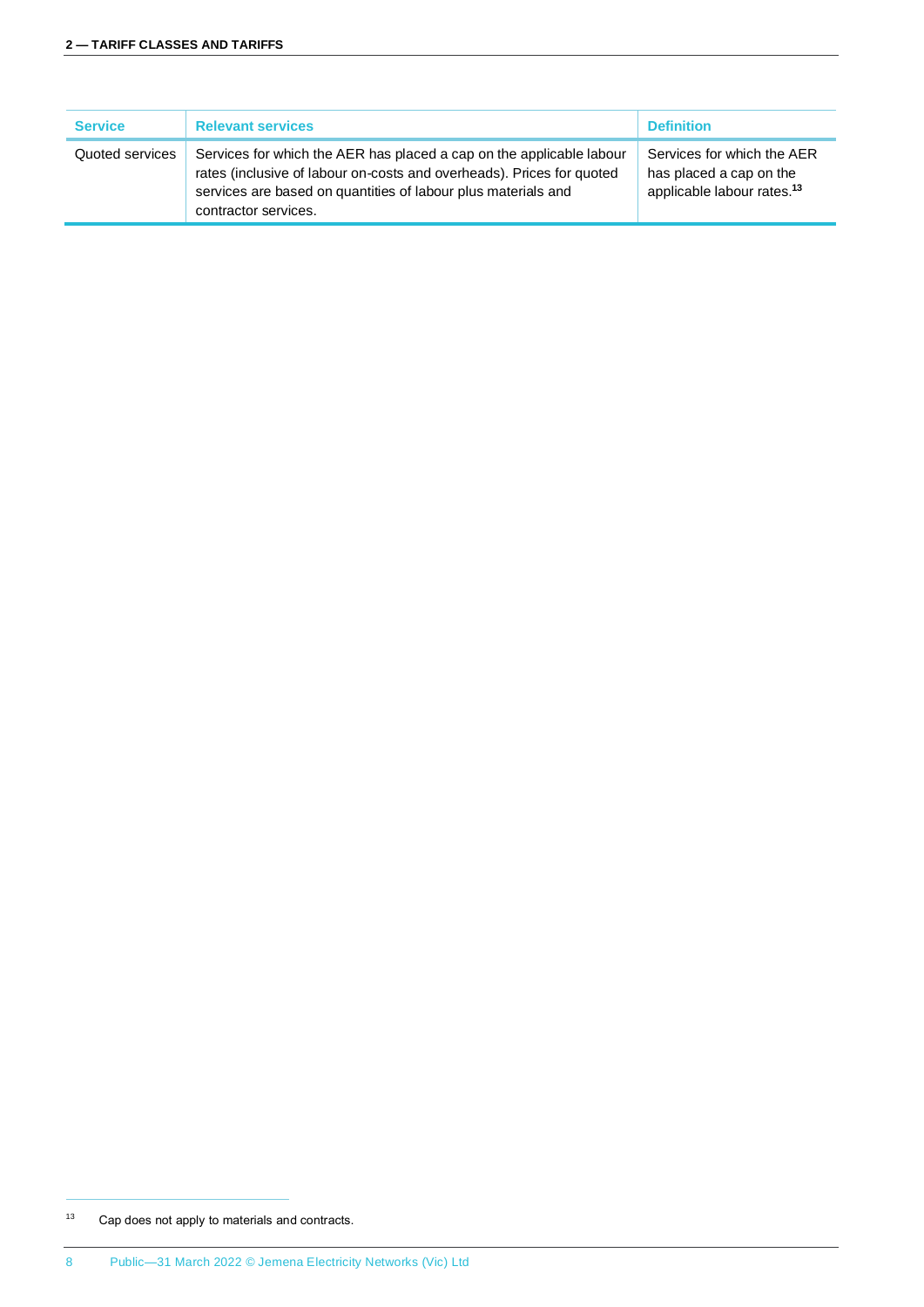| Service | Relevant services | Definition |
|---|---|---|
| Quoted services | Services for which the AER has placed a cap on the applicable labour rates (inclusive of labour on-costs and overheads). Prices for quoted services are based on quantities of labour plus materials and contractor services. | Services for which the AER has placed a cap on the applicable labour rates.[13] |

[13] Cap does not apply to materials and contracts.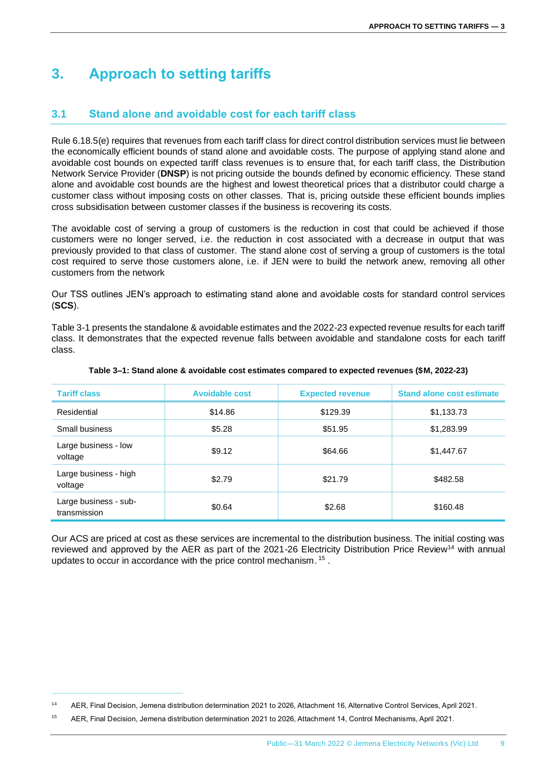# 3. Approach to setting tariffs

## 3.1 Stand alone and avoidable cost for each tariff class

Rule 6.18.5(e) requires that revenues from each tariff class for direct control distribution services must lie between the economically efficient bounds of stand alone and avoidable costs. The purpose of applying stand alone and avoidable cost bounds on expected tariff class revenues is to ensure that, for each tariff class, the Distribution Network Service Provider (**DNSP**) is not pricing outside the bounds defined by economic efficiency. These stand alone and avoidable cost bounds are the highest and lowest theoretical prices that a distributor could charge a customer class without imposing costs on other classes. That is, pricing outside these efficient bounds implies cross subsidisation between customer classes if the business is recovering its costs.

The avoidable cost of serving a group of customers is the reduction in cost that could be achieved if those customers were no longer served, i.e. the reduction in cost associated with a decrease in output that was previously provided to that class of customer. The stand alone cost of serving a group of customers is the total cost required to serve those customers alone, i.e. if JEN were to build the network anew, removing all other customers from the network

Our TSS outlines JEN's approach to estimating stand alone and avoidable costs for standard control services (**SCS**).

Table 3-1 presents the standalone & avoidable estimates and the 2022-23 expected revenue results for each tariff class. It demonstrates that the expected revenue falls between avoidable and standalone costs for each tariff class.

**Table 3–1: Stand alone & avoidable cost estimates compared to expected revenues ($M, 2022-23)**

| Tariff class | Avoidable cost | Expected revenue | Stand alone cost estimate |
|---|---|---|---|
| Residential | $14.86 | $129.39 | $1,133.73 |
| Small business | $5.28 | $51.95 | $1,283.99 |
| Large business - low voltage | $9.12 | $64.66 | $1,447.67 |
| Large business - high voltage | $2.79 | $21.79 | $482.58 |
| Large business - sub-transmission | $0.64 | $2.68 | $160.48 |

Our ACS are priced at cost as these services are incremental to the distribution business. The initial costing was reviewed and approved by the AER as part of the 2021-26 Electricity Distribution Price Review[14] with annual updates to occur in accordance with the price control mechanism.[15] .

[14] AER, Final Decision, Jemena distribution determination 2021 to 2026, Attachment 16, Alternative Control Services, April 2021.

[15] AER, Final Decision, Jemena distribution determination 2021 to 2026, Attachment 14, Control Mechanisms, April 2021.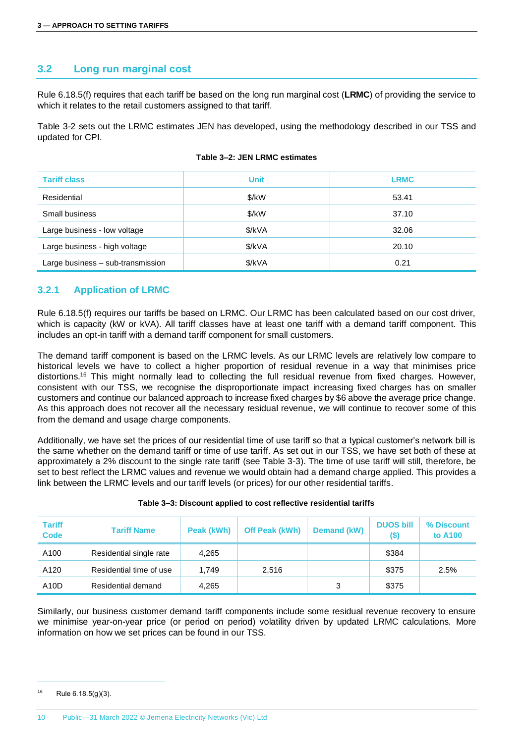## 3.2 Long run marginal cost

Rule 6.18.5(f) requires that each tariff be based on the long run marginal cost (**LRMC**) of providing the service to which it relates to the retail customers assigned to that tariff.

Table 3-2 sets out the LRMC estimates JEN has developed, using the methodology described in our TSS and updated for CPI.

**Table 3–2: JEN LRMC estimates**

| Tariff class | Unit | LRMC |
|---|---|---|
| Residential | $/kW | 53.41 |
| Small business | $/kW | 37.10 |
| Large business - low voltage | $/kVA | 32.06 |
| Large business - high voltage | $/kVA | 20.10 |
| Large business – sub-transmission | $/kVA | 0.21 |

### 3.2.1 Application of LRMC

Rule 6.18.5(f) requires our tariffs be based on LRMC. Our LRMC has been calculated based on our cost driver, which is capacity (kW or kVA). All tariff classes have at least one tariff with a demand tariff component. This includes an opt-in tariff with a demand tariff component for small customers.

The demand tariff component is based on the LRMC levels. As our LRMC levels are relatively low compare to historical levels we have to collect a higher proportion of residual revenue in a way that minimises price distortions.[16] This might normally lead to collecting the full residual revenue from fixed charges. However, consistent with our TSS, we recognise the disproportionate impact increasing fixed charges has on smaller customers and continue our balanced approach to increase fixed charges by $6 above the average price change. As this approach does not recover all the necessary residual revenue, we will continue to recover some of this from the demand and usage charge components.

Additionally, we have set the prices of our residential time of use tariff so that a typical customer's network bill is the same whether on the demand tariff or time of use tariff. As set out in our TSS, we have set both of these at approximately a 2% discount to the single rate tariff (see Table 3-3). The time of use tariff will still, therefore, be set to best reflect the LRMC values and revenue we would obtain had a demand charge applied. This provides a link between the LRMC levels and our tariff levels (or prices) for our other residential tariffs.

**Table 3–3: Discount applied to cost reflective residential tariffs**

| Tariff Code | Tariff Name | Peak (kWh) | Off Peak (kWh) | Demand (kW) | DUOS bill ($) | % Discount to A100 |
|---|---|---|---|---|---|---|
| A100 | Residential single rate | 4,265 | | | $384 | |
| A120 | Residential time of use | 1,749 | 2,516 | | $375 | 2.5% |
| A10D | Residential demand | 4,265 | | 3 | $375 | |

Similarly, our business customer demand tariff components include some residual revenue recovery to ensure we minimise year-on-year price (or period on period) volatility driven by updated LRMC calculations. More information on how we set prices can be found in our TSS.

[16] Rule 6.18.5(g)(3).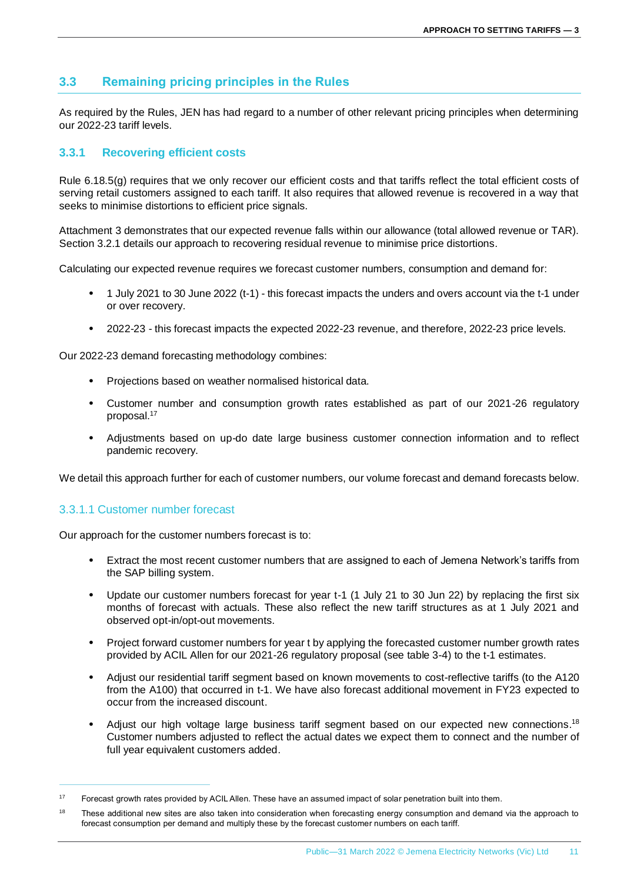## 3.3 Remaining pricing principles in the Rules

As required by the Rules, JEN has had regard to a number of other relevant pricing principles when determining our 2022-23 tariff levels.

### 3.3.1 Recovering efficient costs

Rule 6.18.5(g) requires that we only recover our efficient costs and that tariffs reflect the total efficient costs of serving retail customers assigned to each tariff. It also requires that allowed revenue is recovered in a way that seeks to minimise distortions to efficient price signals.

Attachment 3 demonstrates that our expected revenue falls within our allowance (total allowed revenue or TAR). Section 3.2.1 details our approach to recovering residual revenue to minimise price distortions.

Calculating our expected revenue requires we forecast customer numbers, consumption and demand for:

- 1 July 2021 to 30 June 2022 (t-1) - this forecast impacts the unders and overs account via the t-1 under or over recovery.
- 2022-23 - this forecast impacts the expected 2022-23 revenue, and therefore, 2022-23 price levels.

Our 2022-23 demand forecasting methodology combines:

- Projections based on weather normalised historical data.
- Customer number and consumption growth rates established as part of our 2021-26 regulatory proposal.[17]
- Adjustments based on up-do date large business customer connection information and to reflect pandemic recovery.

We detail this approach further for each of customer numbers, our volume forecast and demand forecasts below.

#### 3.3.1.1 Customer number forecast

Our approach for the customer numbers forecast is to:

- Extract the most recent customer numbers that are assigned to each of Jemena Network's tariffs from the SAP billing system.
- Update our customer numbers forecast for year t-1 (1 July 21 to 30 Jun 22) by replacing the first six months of forecast with actuals. These also reflect the new tariff structures as at 1 July 2021 and observed opt-in/opt-out movements.
- Project forward customer numbers for year t by applying the forecasted customer number growth rates provided by ACIL Allen for our 2021-26 regulatory proposal (see table 3-4) to the t-1 estimates.
- Adjust our residential tariff segment based on known movements to cost-reflective tariffs (to the A120 from the A100) that occurred in t-1. We have also forecast additional movement in FY23 expected to occur from the increased discount.
- Adjust our high voltage large business tariff segment based on our expected new connections.[18] Customer numbers adjusted to reflect the actual dates we expect them to connect and the number of full year equivalent customers added.

---

[17] Forecast growth rates provided by ACIL Allen. These have an assumed impact of solar penetration built into them.

[18] These additional new sites are also taken into consideration when forecasting energy consumption and demand via the approach to forecast consumption per demand and multiply these by the forecast customer numbers on each tariff.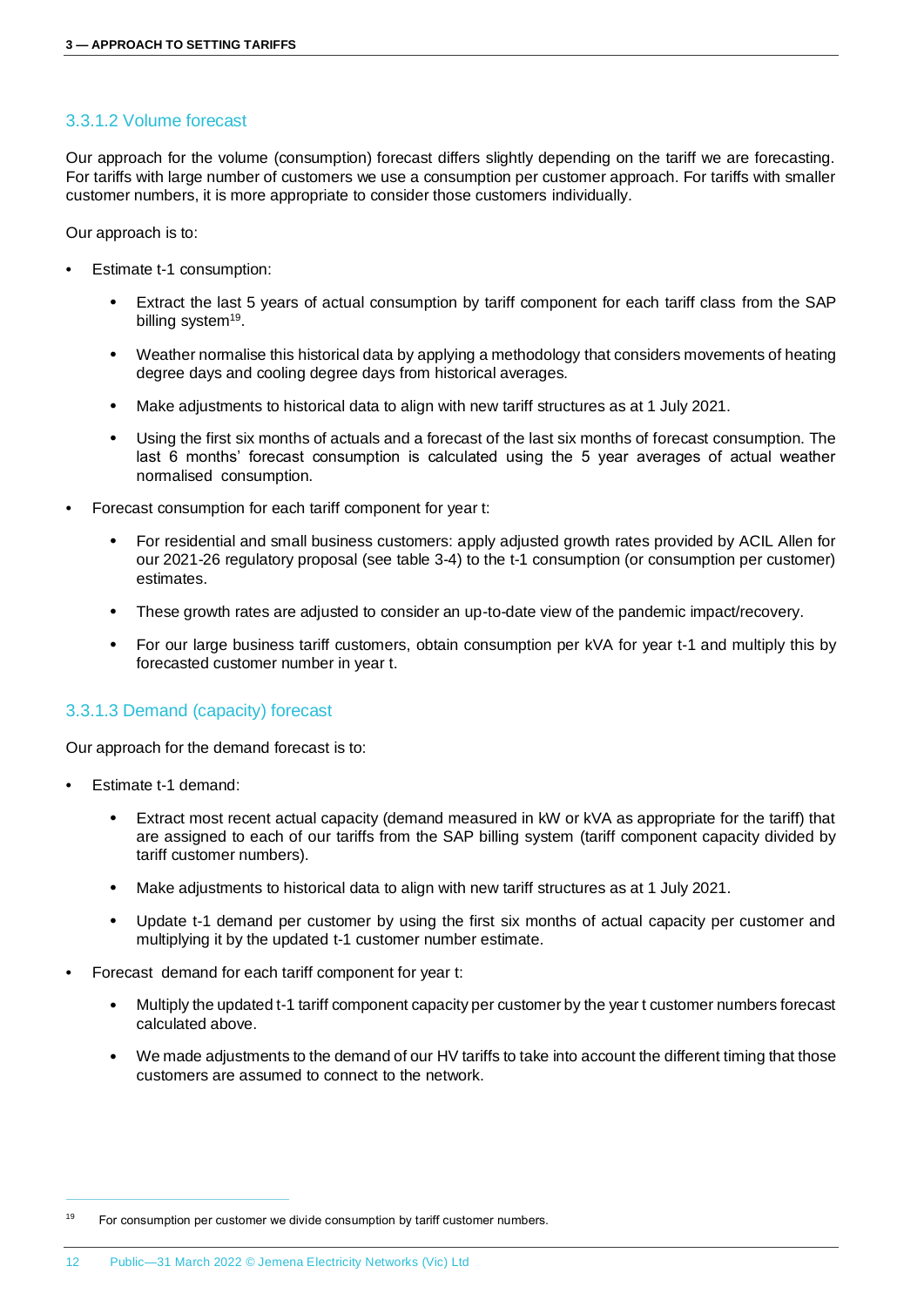### 3.3.1.2 Volume forecast

Our approach for the volume (consumption) forecast differs slightly depending on the tariff we are forecasting. For tariffs with large number of customers we use a consumption per customer approach. For tariffs with smaller customer numbers, it is more appropriate to consider those customers individually.

Our approach is to:

- Estimate t-1 consumption:
  - Extract the last 5 years of actual consumption by tariff component for each tariff class from the SAP billing system[19].
  - Weather normalise this historical data by applying a methodology that considers movements of heating degree days and cooling degree days from historical averages.
  - Make adjustments to historical data to align with new tariff structures as at 1 July 2021.
  - Using the first six months of actuals and a forecast of the last six months of forecast consumption. The last 6 months' forecast consumption is calculated using the 5 year averages of actual weather normalised consumption.
- Forecast consumption for each tariff component for year t:
  - For residential and small business customers: apply adjusted growth rates provided by ACIL Allen for our 2021-26 regulatory proposal (see table 3-4) to the t-1 consumption (or consumption per customer) estimates.
  - These growth rates are adjusted to consider an up-to-date view of the pandemic impact/recovery.
  - For our large business tariff customers, obtain consumption per kVA for year t-1 and multiply this by forecasted customer number in year t.

### 3.3.1.3 Demand (capacity) forecast

Our approach for the demand forecast is to:

- Estimate t-1 demand:
  - Extract most recent actual capacity (demand measured in kW or kVA as appropriate for the tariff) that are assigned to each of our tariffs from the SAP billing system (tariff component capacity divided by tariff customer numbers).
  - Make adjustments to historical data to align with new tariff structures as at 1 July 2021.
  - Update t-1 demand per customer by using the first six months of actual capacity per customer and multiplying it by the updated t-1 customer number estimate.
- Forecast demand for each tariff component for year t:
  - Multiply the updated t-1 tariff component capacity per customer by the year t customer numbers forecast calculated above.
  - We made adjustments to the demand of our HV tariffs to take into account the different timing that those customers are assumed to connect to the network.

[19] For consumption per customer we divide consumption by tariff customer numbers.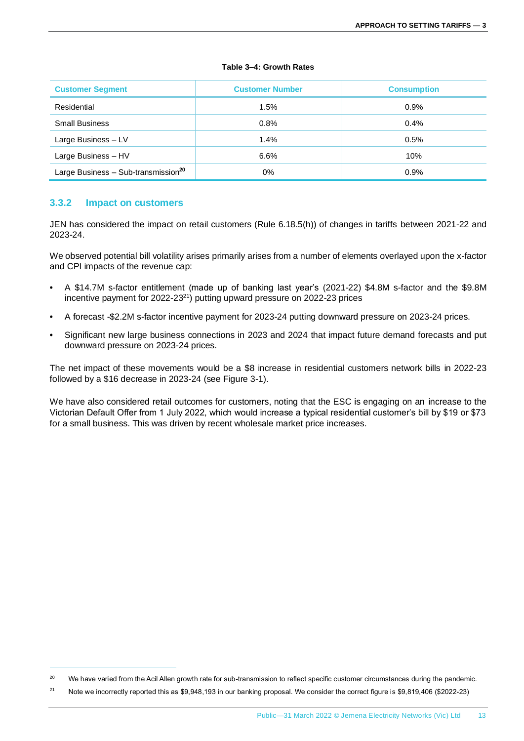**Table 3–4: Growth Rates**

| Customer Segment | Customer Number | Consumption |
|---|---|---|
| Residential | 1.5% | 0.9% |
| Small Business | 0.8% | 0.4% |
| Large Business – LV | 1.4% | 0.5% |
| Large Business – HV | 6.6% | 10% |
| Large Business – Sub-transmission[20] | 0% | 0.9% |

### 3.3.2 Impact on customers

JEN has considered the impact on retail customers (Rule 6.18.5(h)) of changes in tariffs between 2021-22 and 2023-24.

We observed potential bill volatility arises primarily arises from a number of elements overlayed upon the x-factor and CPI impacts of the revenue cap:

- A $14.7M s-factor entitlement (made up of banking last year's (2021-22) $4.8M s-factor and the $9.8M incentive payment for 2022-23[21]) putting upward pressure on 2022-23 prices
- A forecast -$2.2M s-factor incentive payment for 2023-24 putting downward pressure on 2023-24 prices.
- Significant new large business connections in 2023 and 2024 that impact future demand forecasts and put downward pressure on 2023-24 prices.

The net impact of these movements would be a $8 increase in residential customers network bills in 2022-23 followed by a $16 decrease in 2023-24 (see Figure 3-1).

We have also considered retail outcomes for customers, noting that the ESC is engaging on an increase to the Victorian Default Offer from 1 July 2022, which would increase a typical residential customer's bill by $19 or $73 for a small business. This was driven by recent wholesale market price increases.

---

[20] We have varied from the Acil Allen growth rate for sub-transmission to reflect specific customer circumstances during the pandemic.

[21] Note we incorrectly reported this as $9,948,193 in our banking proposal. We consider the correct figure is $9,819,406 ($2022-23)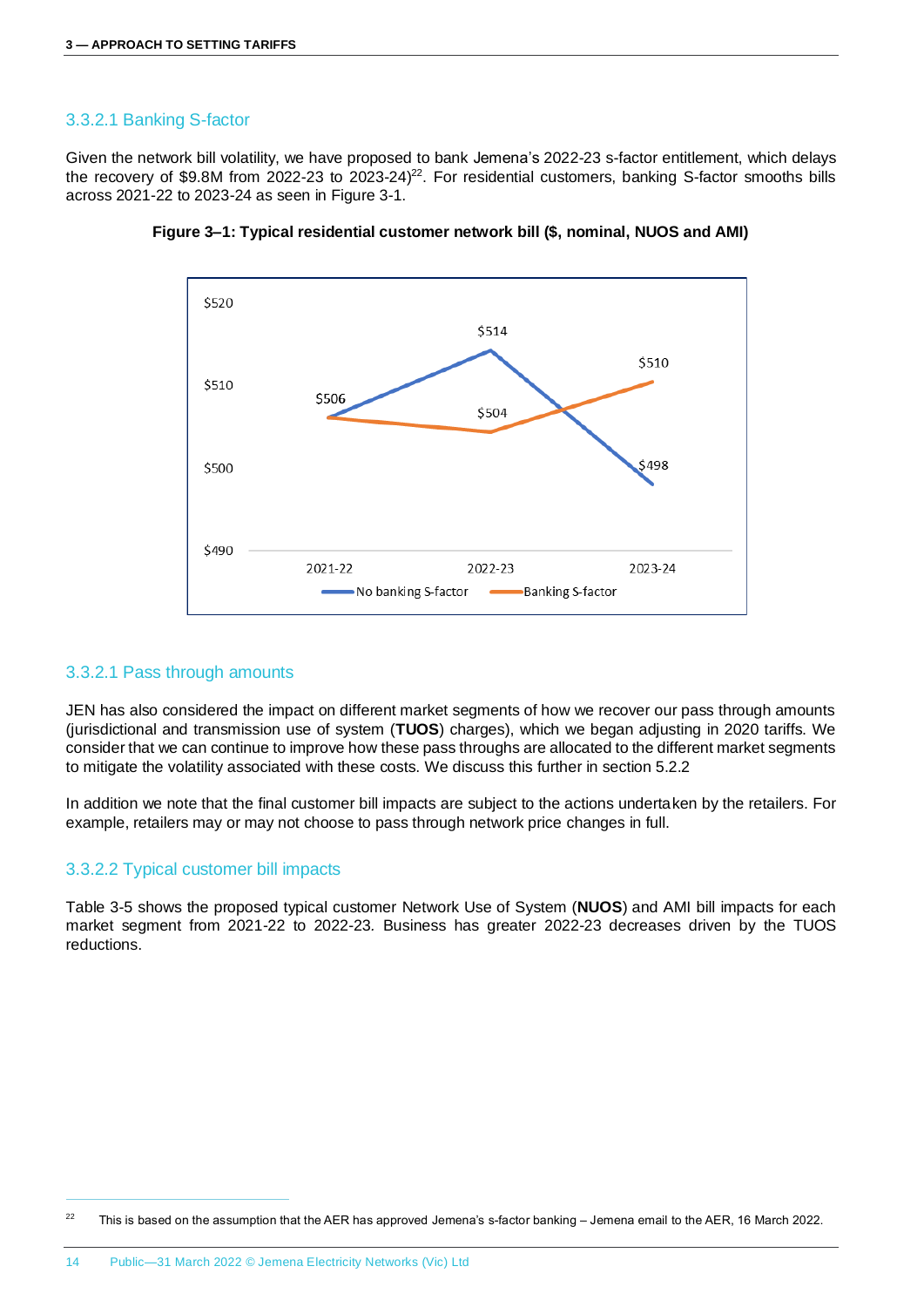### 3.3.2.1 Banking S-factor

Given the network bill volatility, we have proposed to bank Jemena's 2022-23 s-factor entitlement, which delays the recovery of \$9.8M from 2022-23 to 2023-24)[22]. For residential customers, banking S-factor smooths bills across 2021-22 to 2023-24 as seen in Figure 3-1.

**Figure 3–1: Typical residential customer network bill (\$, nominal, NUOS and AMI)**

| | 2021-22 | 2022-23 | 2023-24 |
|---|---|---|---|
| No banking S-factor | \$506 | \$514 | \$498 |
| Banking S-factor | \$506 | \$504 | \$510 |

### 3.3.2.1 Pass through amounts

JEN has also considered the impact on different market segments of how we recover our pass through amounts (jurisdictional and transmission use of system (**TUOS**) charges), which we began adjusting in 2020 tariffs. We consider that we can continue to improve how these pass throughs are allocated to the different market segments to mitigate the volatility associated with these costs. We discuss this further in section 5.2.2

In addition we note that the final customer bill impacts are subject to the actions undertaken by the retailers. For example, retailers may or may not choose to pass through network price changes in full.

### 3.3.2.2 Typical customer bill impacts

Table 3-5 shows the proposed typical customer Network Use of System (**NUOS**) and AMI bill impacts for each market segment from 2021-22 to 2022-23. Business has greater 2022-23 decreases driven by the TUOS reductions.

---

[22] This is based on the assumption that the AER has approved Jemena's s-factor banking – Jemena email to the AER, 16 March 2022.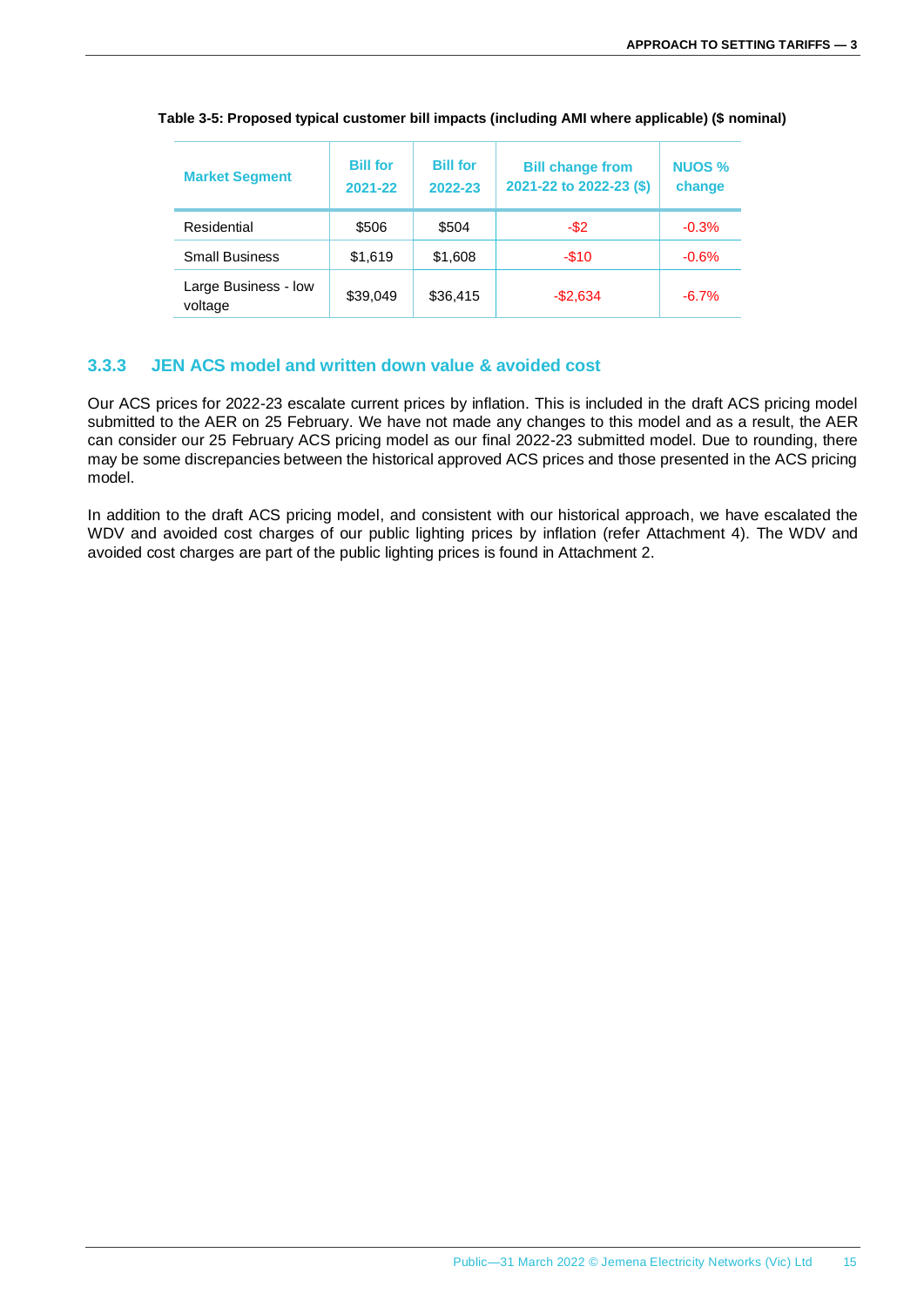**Table 3-5: Proposed typical customer bill impacts (including AMI where applicable) ($ nominal)**

| Market Segment | Bill for 2021-22 | Bill for 2022-23 | Bill change from 2021-22 to 2022-23 ($) | NUOS % change |
|---|---|---|---|---|
| Residential | $506 | $504 | -$2 | -0.3% |
| Small Business | $1,619 | $1,608 | -$10 | -0.6% |
| Large Business - low voltage | $39,049 | $36,415 | -$2,634 | -6.7% |

### 3.3.3 JEN ACS model and written down value & avoided cost

Our ACS prices for 2022-23 escalate current prices by inflation. This is included in the draft ACS pricing model submitted to the AER on 25 February. We have not made any changes to this model and as a result, the AER can consider our 25 February ACS pricing model as our final 2022-23 submitted model. Due to rounding, there may be some discrepancies between the historical approved ACS prices and those presented in the ACS pricing model.

In addition to the draft ACS pricing model, and consistent with our historical approach, we have escalated the WDV and avoided cost charges of our public lighting prices by inflation (refer Attachment 4). The WDV and avoided cost charges are part of the public lighting prices is found in Attachment 2.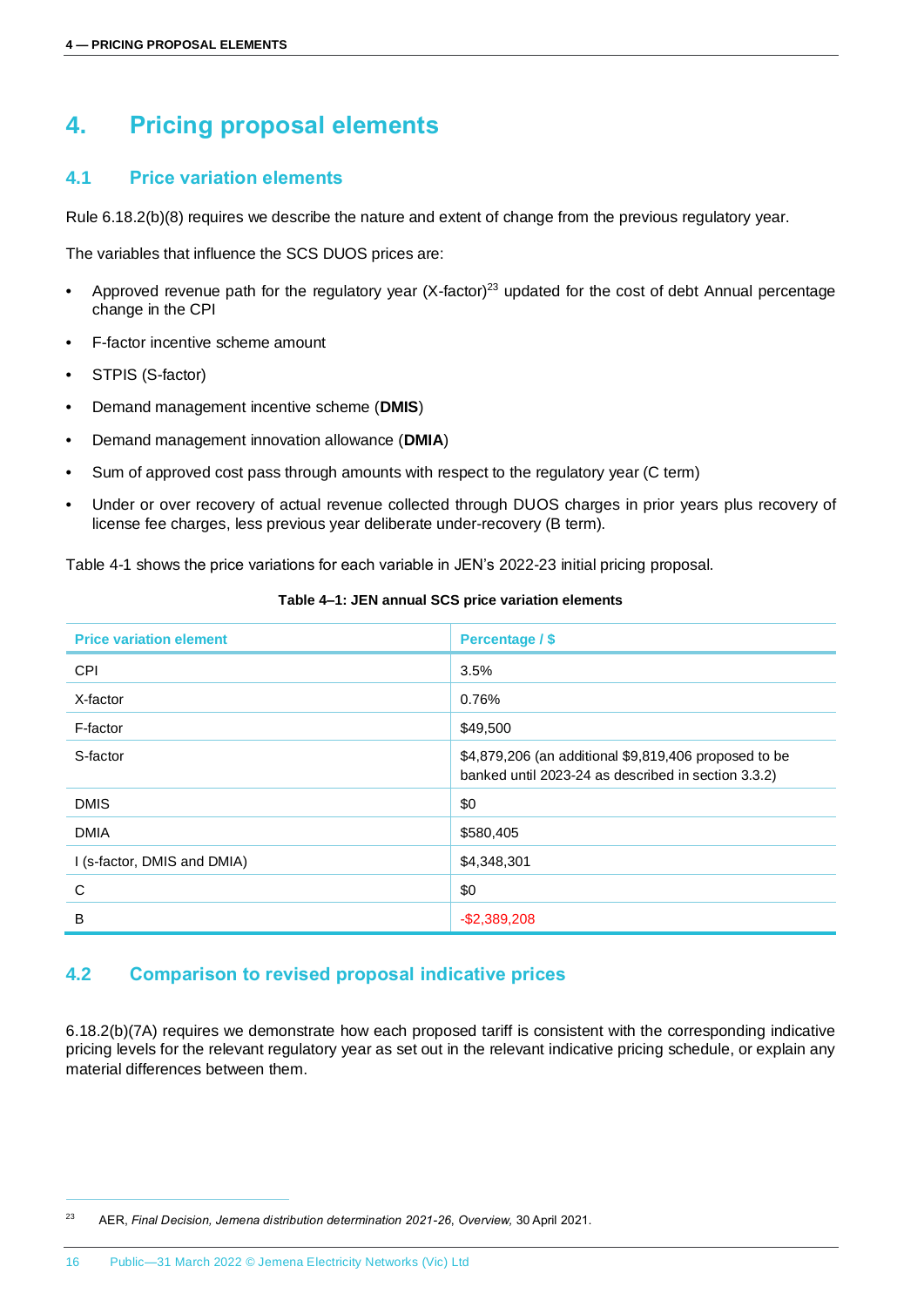# 4. Pricing proposal elements

## 4.1 Price variation elements

Rule 6.18.2(b)(8) requires we describe the nature and extent of change from the previous regulatory year.

The variables that influence the SCS DUOS prices are:

- Approved revenue path for the regulatory year (X-factor)[23] updated for the cost of debt Annual percentage change in the CPI
- F-factor incentive scheme amount
- STPIS (S-factor)
- Demand management incentive scheme (**DMIS**)
- Demand management innovation allowance (**DMIA**)
- Sum of approved cost pass through amounts with respect to the regulatory year (C term)
- Under or over recovery of actual revenue collected through DUOS charges in prior years plus recovery of license fee charges, less previous year deliberate under-recovery (B term).

Table 4-1 shows the price variations for each variable in JEN's 2022-23 initial pricing proposal.

**Table 4–1: JEN annual SCS price variation elements**

| Price variation element | Percentage / $ |
|---|---|
| CPI | 3.5% |
| X-factor | 0.76% |
| F-factor | $49,500 |
| S-factor | $4,879,206 (an additional $9,819,406 proposed to be banked until 2023-24 as described in section 3.3.2) |
| DMIS | $0 |
| DMIA | $580,405 |
| I (s-factor, DMIS and DMIA) | $4,348,301 |
| C | $0 |
| B | -$2,389,208 |

## 4.2 Comparison to revised proposal indicative prices

6.18.2(b)(7A) requires we demonstrate how each proposed tariff is consistent with the corresponding indicative pricing levels for the relevant regulatory year as set out in the relevant indicative pricing schedule, or explain any material differences between them.

[23] AER, *Final Decision, Jemena distribution determination 2021-26, Overview,* 30 April 2021.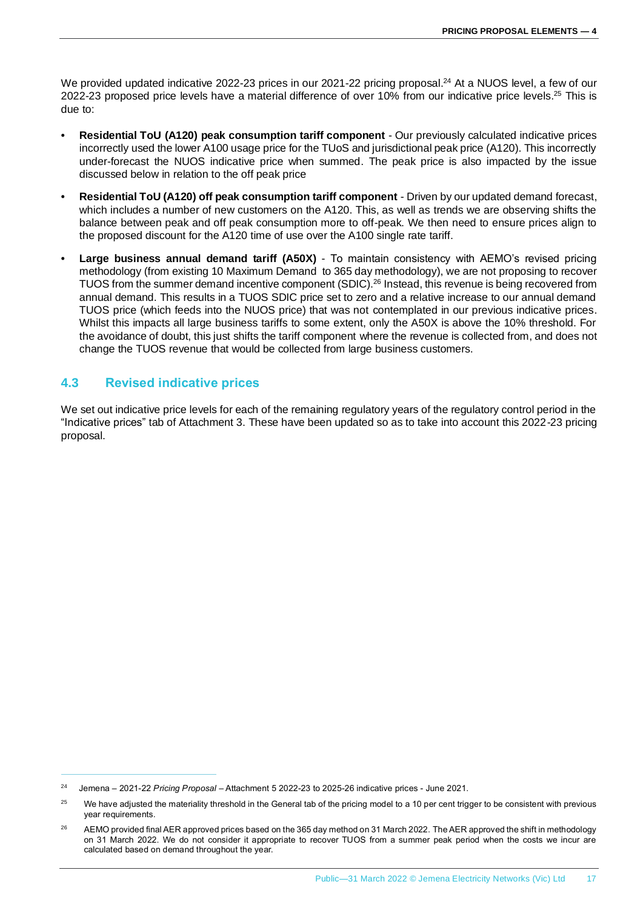We provided updated indicative 2022-23 prices in our 2021-22 pricing proposal.[24] At a NUOS level, a few of our 2022-23 proposed price levels have a material difference of over 10% from our indicative price levels.[25] This is due to:

- **Residential ToU (A120) peak consumption tariff component** - Our previously calculated indicative prices incorrectly used the lower A100 usage price for the TUoS and jurisdictional peak price (A120). This incorrectly under-forecast the NUOS indicative price when summed. The peak price is also impacted by the issue discussed below in relation to the off peak price
- **Residential ToU (A120) off peak consumption tariff component** - Driven by our updated demand forecast, which includes a number of new customers on the A120. This, as well as trends we are observing shifts the balance between peak and off peak consumption more to off-peak. We then need to ensure prices align to the proposed discount for the A120 time of use over the A100 single rate tariff.
- **Large business annual demand tariff (A50X)** - To maintain consistency with AEMO's revised pricing methodology (from existing 10 Maximum Demand to 365 day methodology), we are not proposing to recover TUOS from the summer demand incentive component (SDIC).[26] Instead, this revenue is being recovered from annual demand. This results in a TUOS SDIC price set to zero and a relative increase to our annual demand TUOS price (which feeds into the NUOS price) that was not contemplated in our previous indicative prices. Whilst this impacts all large business tariffs to some extent, only the A50X is above the 10% threshold. For the avoidance of doubt, this just shifts the tariff component where the revenue is collected from, and does not change the TUOS revenue that would be collected from large business customers.

## 4.3 Revised indicative prices

We set out indicative price levels for each of the remaining regulatory years of the regulatory control period in the "Indicative prices" tab of Attachment 3. These have been updated so as to take into account this 2022-23 pricing proposal.

---

[24] Jemena – 2021-22 *Pricing Proposal* – Attachment 5 2022-23 to 2025-26 indicative prices - June 2021.

[25] We have adjusted the materiality threshold in the General tab of the pricing model to a 10 per cent trigger to be consistent with previous year requirements.

[26] AEMO provided final AER approved prices based on the 365 day method on 31 March 2022. The AER approved the shift in methodology on 31 March 2022. We do not consider it appropriate to recover TUOS from a summer peak period when the costs we incur are calculated based on demand throughout the year.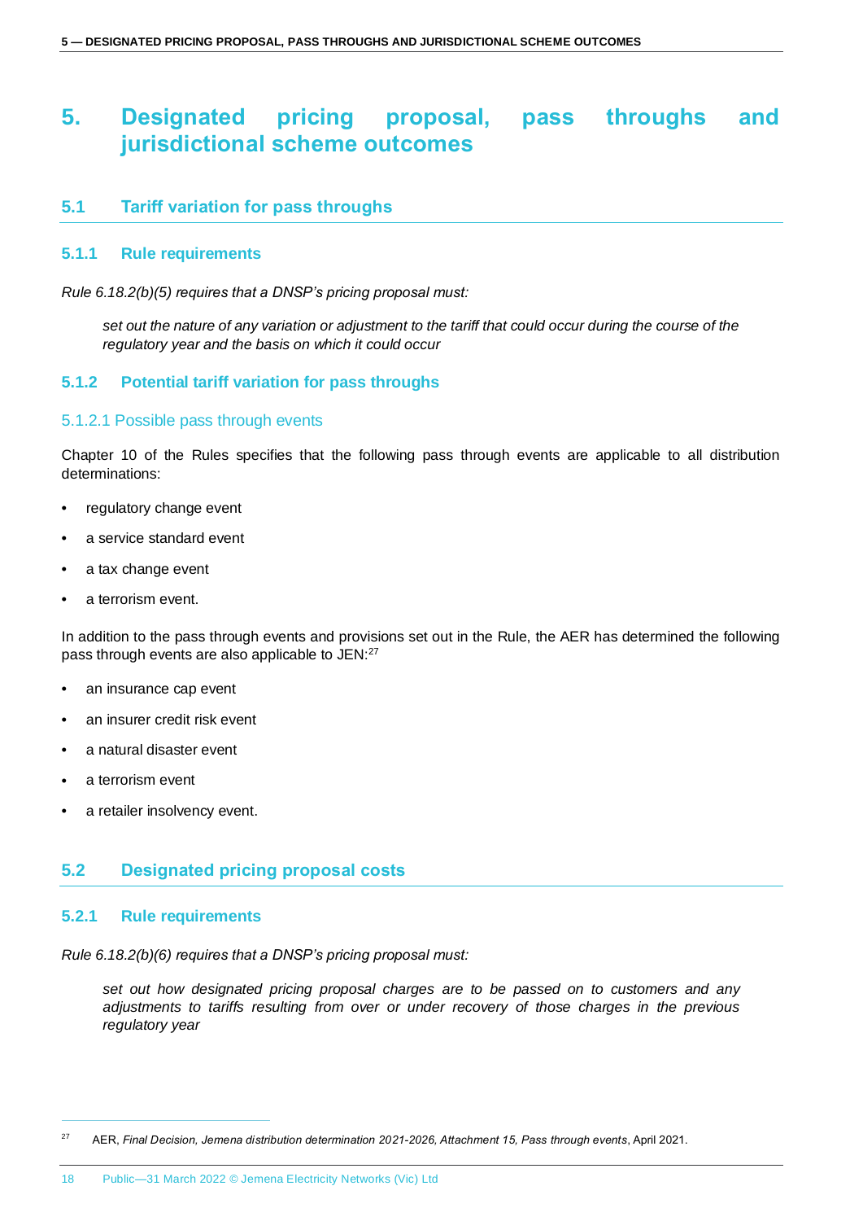# 5. Designated pricing proposal, pass throughs and jurisdictional scheme outcomes

## 5.1 Tariff variation for pass throughs

### 5.1.1 Rule requirements

*Rule 6.18.2(b)(5) requires that a DNSP's pricing proposal must:*

> *set out the nature of any variation or adjustment to the tariff that could occur during the course of the regulatory year and the basis on which it could occur*

### 5.1.2 Potential tariff variation for pass throughs

#### 5.1.2.1 Possible pass through events

Chapter 10 of the Rules specifies that the following pass through events are applicable to all distribution determinations:

- regulatory change event
- a service standard event
- a tax change event
- a terrorism event.

In addition to the pass through events and provisions set out in the Rule, the AER has determined the following pass through events are also applicable to JEN:[27]

- an insurance cap event
- an insurer credit risk event
- a natural disaster event
- a terrorism event
- a retailer insolvency event.

## 5.2 Designated pricing proposal costs

### 5.2.1 Rule requirements

*Rule 6.18.2(b)(6) requires that a DNSP's pricing proposal must:*

> *set out how designated pricing proposal charges are to be passed on to customers and any adjustments to tariffs resulting from over or under recovery of those charges in the previous regulatory year*

[27] AER, *Final Decision, Jemena distribution determination 2021-2026, Attachment 15, Pass through events*, April 2021.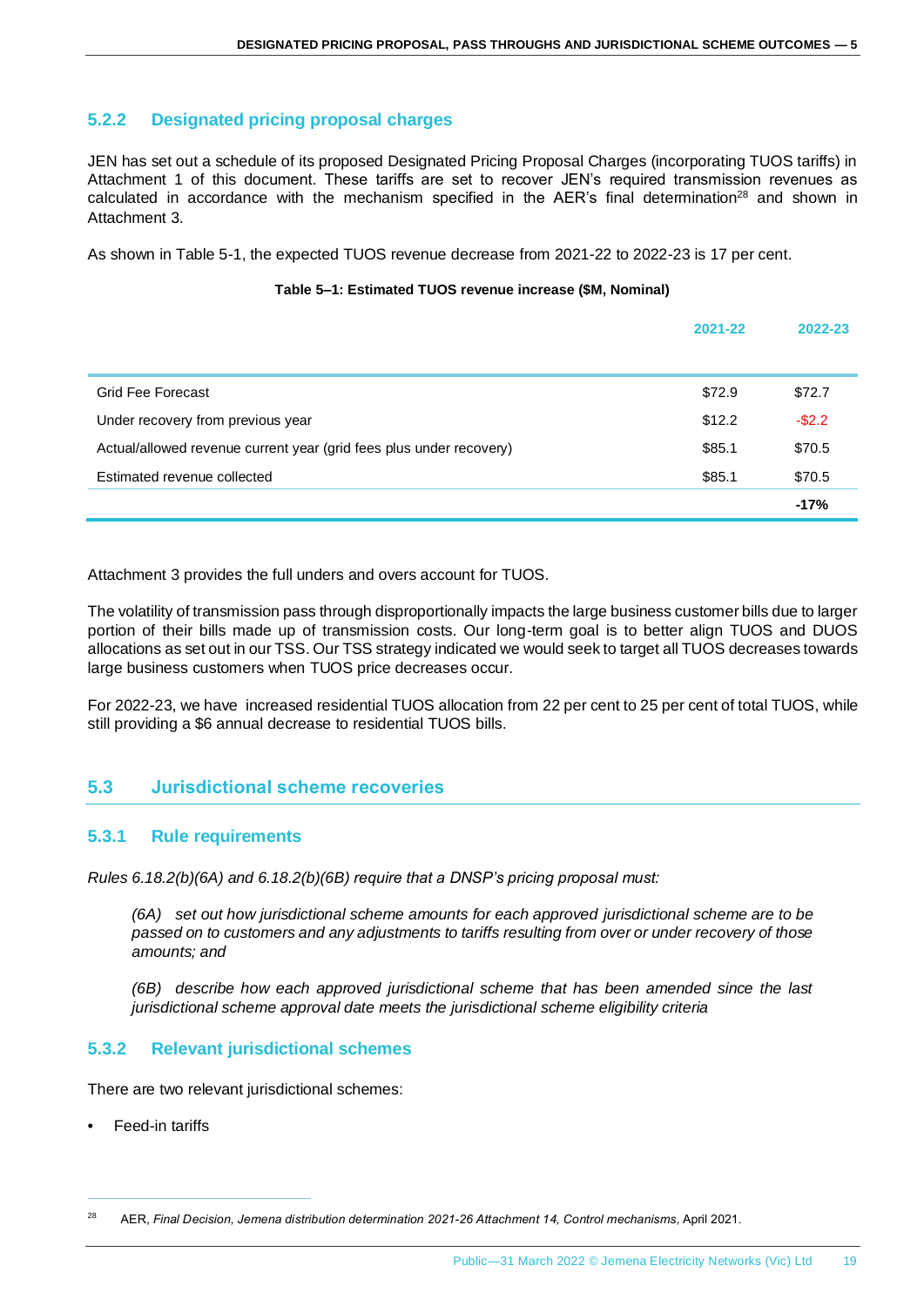### 5.2.2 Designated pricing proposal charges

JEN has set out a schedule of its proposed Designated Pricing Proposal Charges (incorporating TUOS tariffs) in Attachment 1 of this document. These tariffs are set to recover JEN's required transmission revenues as calculated in accordance with the mechanism specified in the AER's final determination[28] and shown in Attachment 3.

As shown in Table 5-1, the expected TUOS revenue decrease from 2021-22 to 2022-23 is 17 per cent.

**Table 5–1: Estimated TUOS revenue increase ($M, Nominal)**

| | 2021-22 | 2022-23 |
|---|---|---|
| Grid Fee Forecast | $72.9 | $72.7 |
| Under recovery from previous year | $12.2 | -$2.2 |
| Actual/allowed revenue current year (grid fees plus under recovery) | $85.1 | $70.5 |
| Estimated revenue collected | $85.1 | $70.5 |
| | | **-17%** |

Attachment 3 provides the full unders and overs account for TUOS.

The volatility of transmission pass through disproportionally impacts the large business customer bills due to larger portion of their bills made up of transmission costs. Our long-term goal is to better align TUOS and DUOS allocations as set out in our TSS. Our TSS strategy indicated we would seek to target all TUOS decreases towards large business customers when TUOS price decreases occur.

For 2022-23, we have increased residential TUOS allocation from 22 per cent to 25 per cent of total TUOS, while still providing a $6 annual decrease to residential TUOS bills.

## 5.3 Jurisdictional scheme recoveries

### 5.3.1 Rule requirements

*Rules 6.18.2(b)(6A) and 6.18.2(b)(6B) require that a DNSP's pricing proposal must:*

> *(6A) set out how jurisdictional scheme amounts for each approved jurisdictional scheme are to be passed on to customers and any adjustments to tariffs resulting from over or under recovery of those amounts; and*
>
> *(6B) describe how each approved jurisdictional scheme that has been amended since the last jurisdictional scheme approval date meets the jurisdictional scheme eligibility criteria*

### 5.3.2 Relevant jurisdictional schemes

There are two relevant jurisdictional schemes:

- Feed-in tariffs

---

[28] AER, *Final Decision, Jemena distribution determination 2021-26 Attachment 14, Control mechanisms,* April 2021.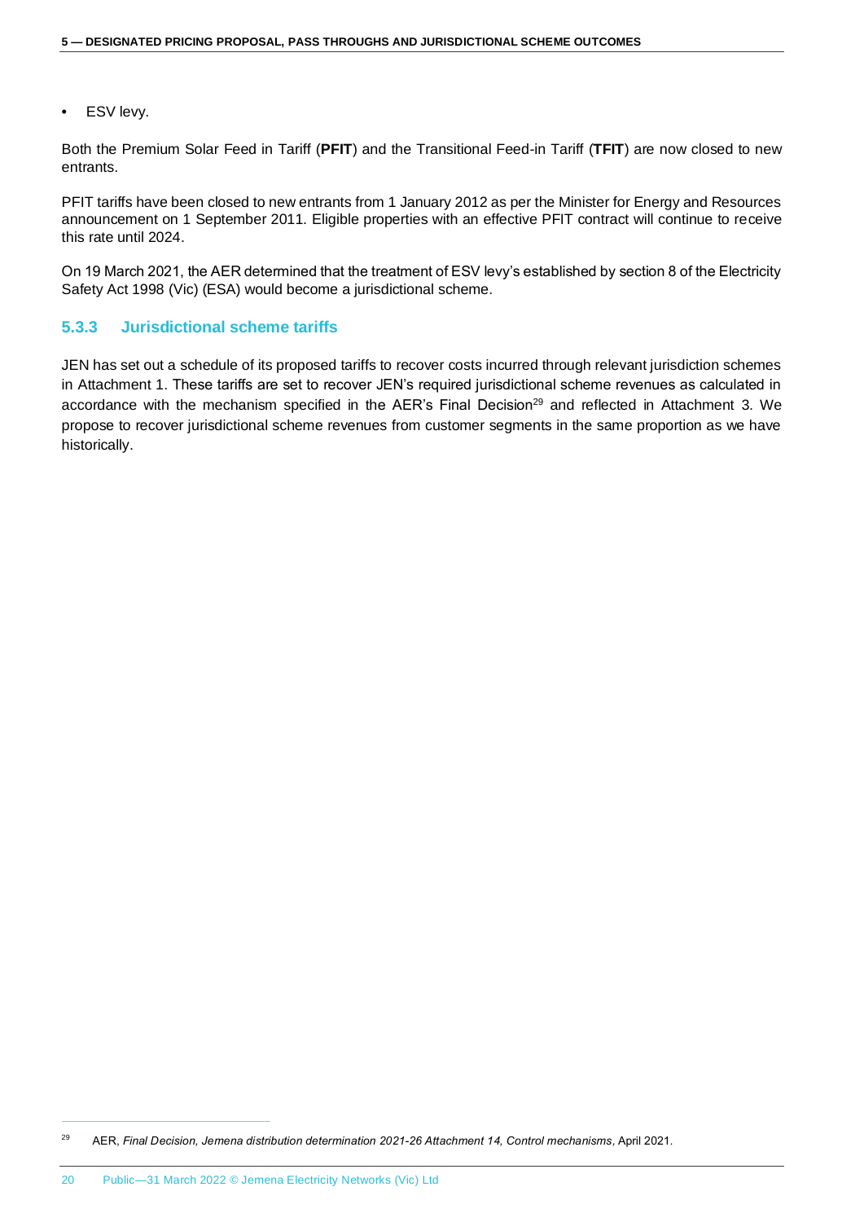- ESV levy.

Both the Premium Solar Feed in Tariff (**PFIT**) and the Transitional Feed-in Tariff (**TFIT**) are now closed to new entrants.

PFIT tariffs have been closed to new entrants from 1 January 2012 as per the Minister for Energy and Resources announcement on 1 September 2011. Eligible properties with an effective PFIT contract will continue to receive this rate until 2024.

On 19 March 2021, the AER determined that the treatment of ESV levy's established by section 8 of the Electricity Safety Act 1998 (Vic) (ESA) would become a jurisdictional scheme.

### 5.3.3 Jurisdictional scheme tariffs

JEN has set out a schedule of its proposed tariffs to recover costs incurred through relevant jurisdiction schemes in Attachment 1. These tariffs are set to recover JEN's required jurisdictional scheme revenues as calculated in accordance with the mechanism specified in the AER's Final Decision[29] and reflected in Attachment 3. We propose to recover jurisdictional scheme revenues from customer segments in the same proportion as we have historically.

[29] AER, *Final Decision, Jemena distribution determination 2021-26 Attachment 14, Control mechanisms*, April 2021.